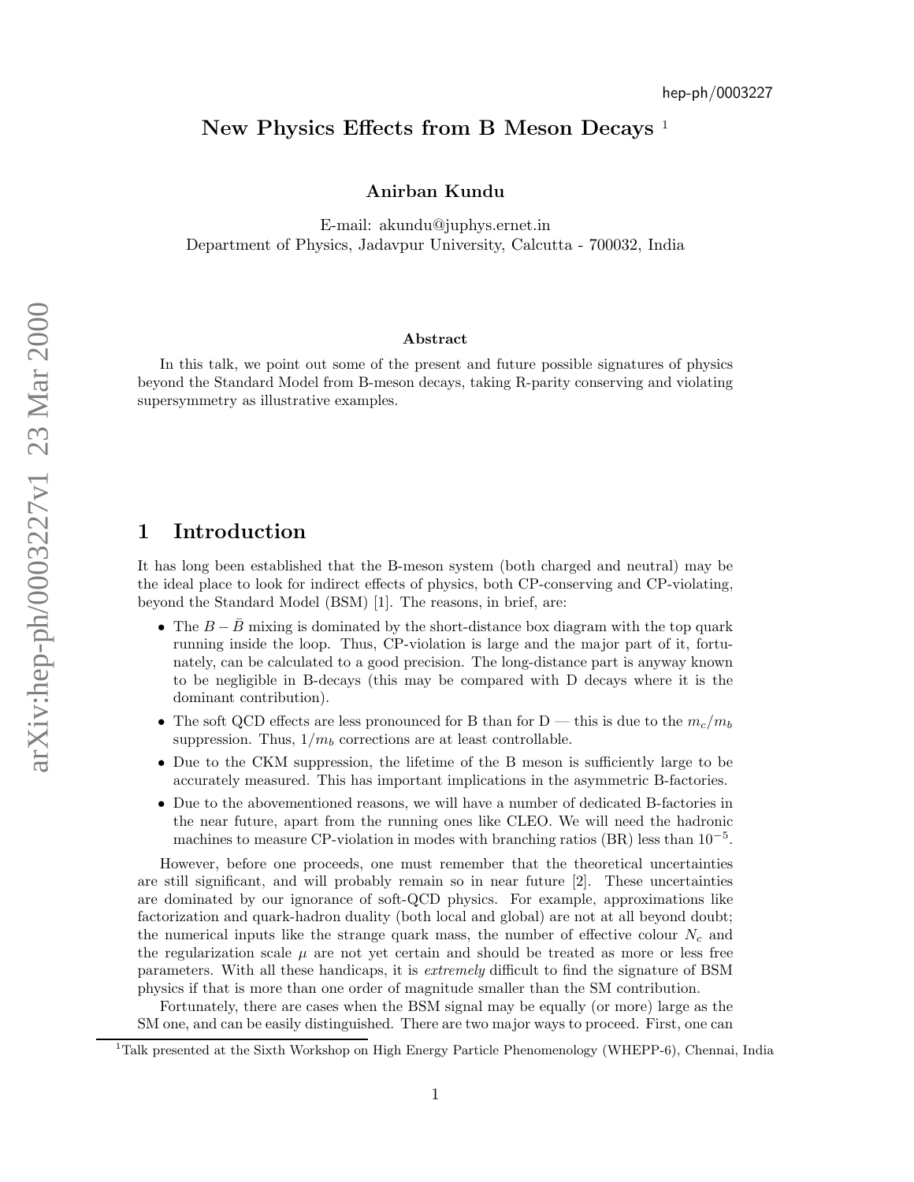# New Physics Effects from B Meson Decays [1]

**Anirban Kundu**

E-mail: akundu@juphys.ernet.in
Department of Physics, Jadavpur University, Calcutta - 700032, India

### Abstract

In this talk, we point out some of the present and future possible signatures of physics beyond the Standard Model from B-meson decays, taking R-parity conserving and violating supersymmetry as illustrative examples.

## 1 Introduction

It has long been established that the B-meson system (both charged and neutral) may be the ideal place to look for indirect effects of physics, both CP-conserving and CP-violating, beyond the Standard Model (BSM) [1]. The reasons, in brief, are:

- The $B-\bar{B}$ mixing is dominated by the short-distance box diagram with the top quark running inside the loop. Thus, CP-violation is large and the major part of it, fortunately, can be calculated to a good precision. The long-distance part is anyway known to be negligible in B-decays (this may be compared with D decays where it is the dominant contribution).
- The soft QCD effects are less pronounced for B than for D — this is due to the $m_c/m_b$ suppression. Thus, $1/m_b$ corrections are at least controllable.
- Due to the CKM suppression, the lifetime of the B meson is sufficiently large to be accurately measured. This has important implications in the asymmetric B-factories.
- Due to the abovementioned reasons, we will have a number of dedicated B-factories in the near future, apart from the running ones like CLEO. We will need the hadronic machines to measure CP-violation in modes with branching ratios (BR) less than $10^{-5}$.

However, before one proceeds, one must remember that the theoretical uncertainties are still significant, and will probably remain so in near future [2]. These uncertainties are dominated by our ignorance of soft-QCD physics. For example, approximations like factorization and quark-hadron duality (both local and global) are not at all beyond doubt; the numerical inputs like the strange quark mass, the number of effective colour $N_c$ and the regularization scale $\mu$ are not yet certain and should be treated as more or less free parameters. With all these handicaps, it is *extremely* difficult to find the signature of BSM physics if that is more than one order of magnitude smaller than the SM contribution.

Fortunately, there are cases when the BSM signal may be equally (or more) large as the SM one, and can be easily distinguished. There are two major ways to proceed. First, one can

[1] Talk presented at the Sixth Workshop on High Energy Particle Phenomenology (WHEPP-6), Chennai, India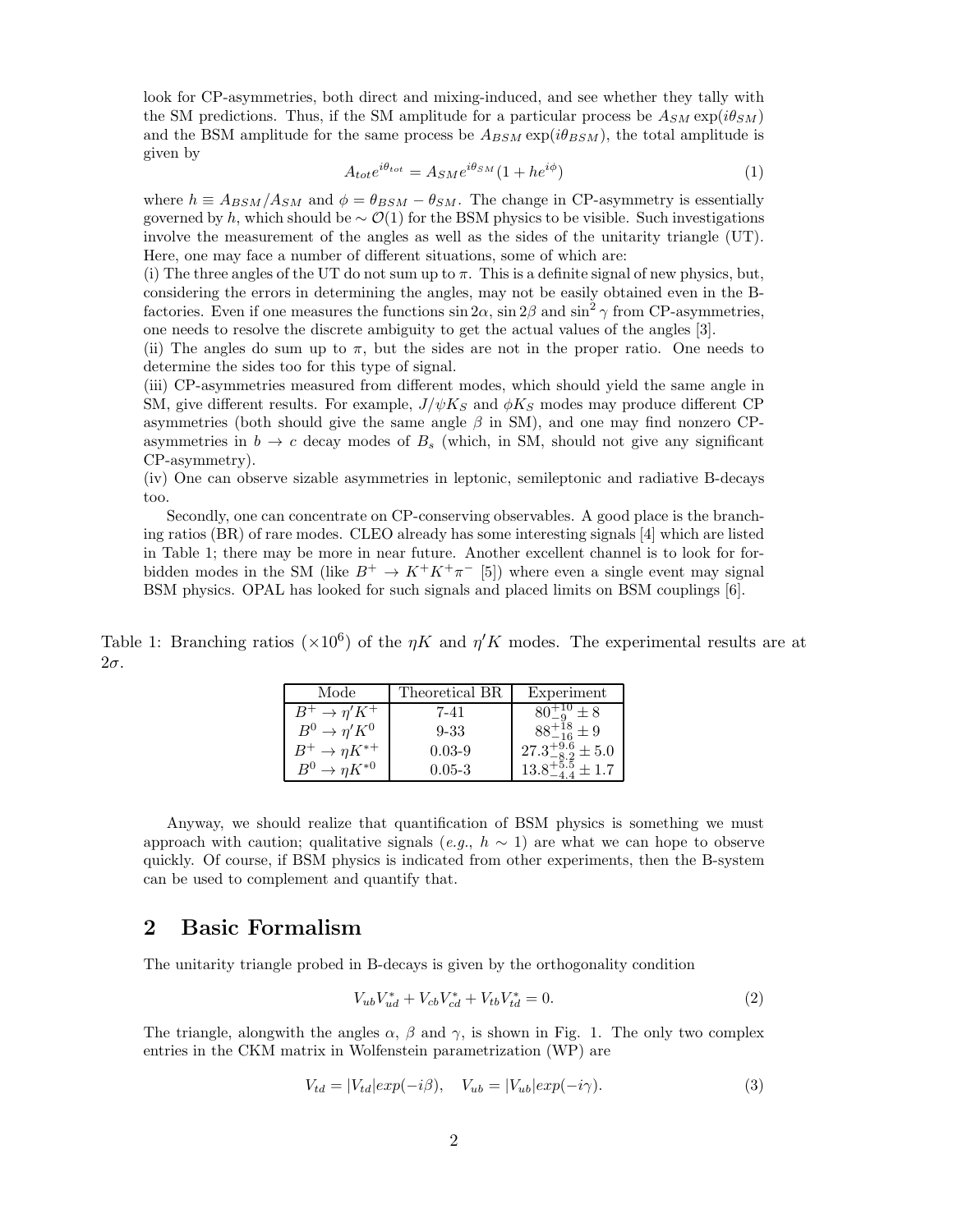look for CP-asymmetries, both direct and mixing-induced, and see whether they tally with the SM predictions. Thus, if the SM amplitude for a particular process be $A_{SM} \exp(i\theta_{SM})$ and the BSM amplitude for the same process be $A_{BSM} \exp(i\theta_{BSM})$, the total amplitude is given by

$$A_{tot} e^{i\theta_{tot}} = A_{SM} e^{i\theta_{SM}} (1 + h e^{i\phi}) \tag{1}$$

where $h \equiv A_{BSM}/A_{SM}$ and $\phi = \theta_{BSM} - \theta_{SM}$. The change in CP-asymmetry is essentially governed by $h$, which should be $\sim \mathcal{O}(1)$ for the BSM physics to be visible. Such investigations involve the measurement of the angles as well as the sides of the unitarity triangle (UT). Here, one may face a number of different situations, some of which are:

(i) The three angles of the UT do not sum up to $\pi$. This is a definite signal of new physics, but, considering the errors in determining the angles, may not be easily obtained even in the B-factories. Even if one measures the functions $\sin 2\alpha$, $\sin 2\beta$ and $\sin^2 \gamma$ from CP-asymmetries, one needs to resolve the discrete ambiguity to get the actual values of the angles [3].

(ii) The angles do sum up to $\pi$, but the sides are not in the proper ratio. One needs to determine the sides too for this type of signal.

(iii) CP-asymmetries measured from different modes, which should yield the same angle in SM, give different results. For example, $J/\psi K_S$ and $\phi K_S$ modes may produce different CP asymmetries (both should give the same angle $\beta$ in SM), and one may find nonzero CP-asymmetries in $b \to c$ decay modes of $B_s$ (which, in SM, should not give any significant CP-asymmetry).

(iv) One can observe sizable asymmetries in leptonic, semileptonic and radiative B-decays too.

Secondly, one can concentrate on CP-conserving observables. A good place is the branching ratios (BR) of rare modes. CLEO already has some interesting signals [4] which are listed in Table 1; there may be more in near future. Another excellent channel is to look for forbidden modes in the SM (like $B^+ \to K^+K^+\pi^-$ [5]) where even a single event may signal BSM physics. OPAL has looked for such signals and placed limits on BSM couplings [6].

Table 1: Branching ratios ($\times 10^6$) of the $\eta K$ and $\eta' K$ modes. The experimental results are at $2\sigma$.

| Mode | Theoretical BR | Experiment |
|---|---|---|
| $B^+ \to \eta' K^+$ | 7-41 | $80^{+10}_{-9} \pm 8$ |
| $B^0 \to \eta' K^0$ | 9-33 | $88^{+18}_{-16} \pm 9$ |
| $B^+ \to \eta K^{*+}$ | 0.03-9 | $27.3^{+9.6}_{-8.2} \pm 5.0$ |
| $B^0 \to \eta K^{*0}$ | 0.05-3 | $13.8^{+5.5}_{-4.4} \pm 1.7$ |

Anyway, we should realize that quantification of BSM physics is something we must approach with caution; qualitative signals (*e.g.*, $h \sim 1$) are what we can hope to observe quickly. Of course, if BSM physics is indicated from other experiments, then the B-system can be used to complement and quantify that.

## 2 Basic Formalism

The unitarity triangle probed in B-decays is given by the orthogonality condition

$$V_{ub}V_{ud}^* + V_{cb}V_{cd}^* + V_{tb}V_{td}^* = 0. \tag{2}$$

The triangle, alongwith the angles $\alpha$, $\beta$ and $\gamma$, is shown in Fig. 1. The only two complex entries in the CKM matrix in Wolfenstein parametrization (WP) are

$$V_{td} = |V_{td}| exp(-i\beta), \quad V_{ub} = |V_{ub}| exp(-i\gamma). \tag{3}$$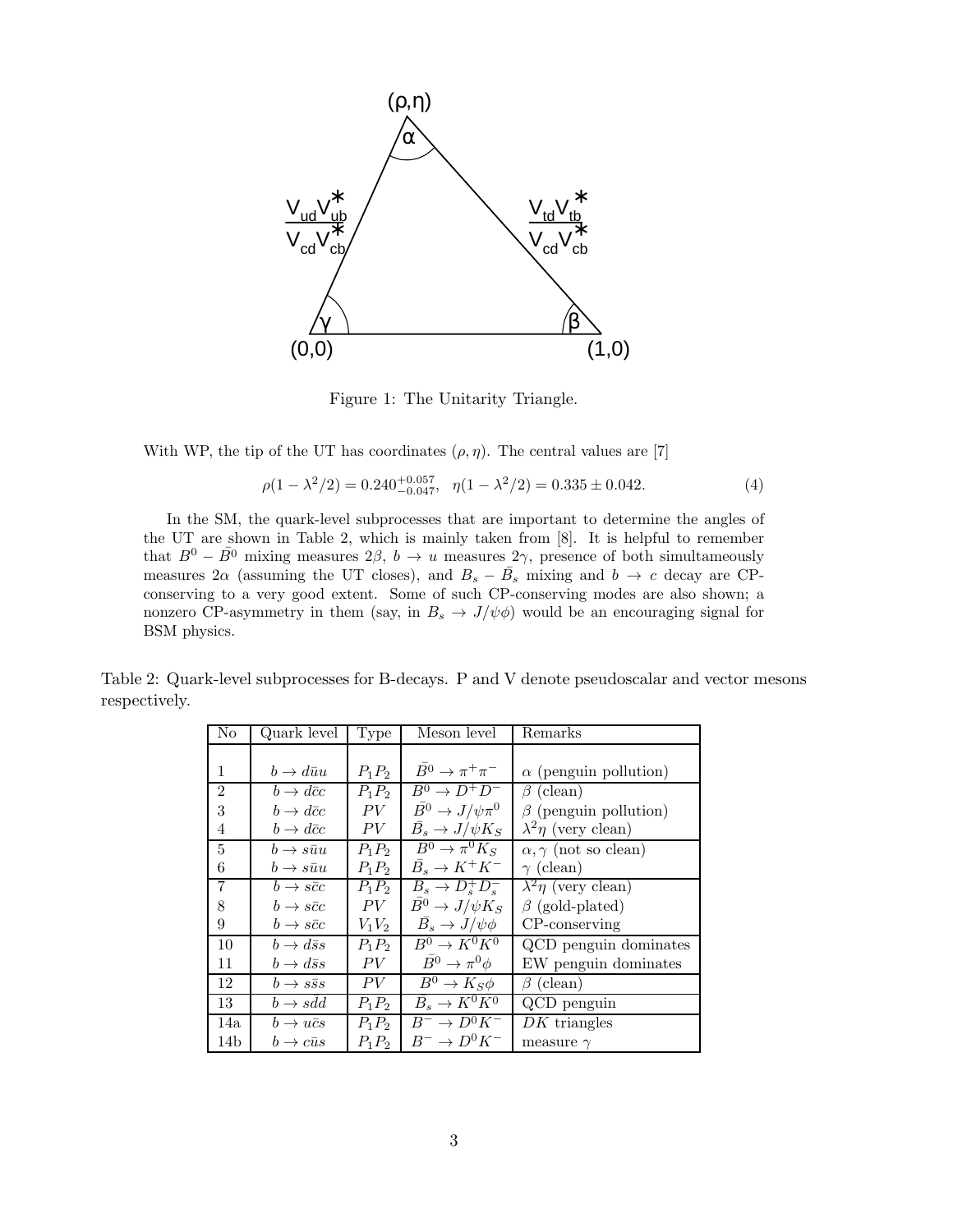Figure 1: The Unitarity Triangle.

With WP, the tip of the UT has coordinates $(\rho, \eta)$. The central values are [7]

$$\rho(1-\lambda^2/2) = 0.240^{+0.057}_{-0.047}, \quad \eta(1-\lambda^2/2) = 0.335 \pm 0.042. \tag{4}$$

In the SM, the quark-level subprocesses that are important to determine the angles of the UT are shown in Table 2, which is mainly taken from [8]. It is helpful to remember that $B^0-\bar{B}^0$ mixing measures $2\beta$, $b \to u$ measures $2\gamma$, presence of both simultameously measures $2\alpha$ (assuming the UT closes), and $B_s-\bar{B}_s$ mixing and $b \to c$ decay are CP-conserving to a very good extent. Some of such CP-conserving modes are also shown; a nonzero CP-asymmetry in them (say, in $B_s \to J/\psi\phi$) would be an encouraging signal for BSM physics.

Table 2: Quark-level subprocesses for B-decays. P and V denote pseudoscalar and vector mesons respectively.

| No | Quark level | Type | Meson level | Remarks |
|---|---|---|---|---|
| 1 | $b \to d\bar{u}u$ | $P_1P_2$ | $\bar{B}^0 \to \pi^+\pi^-$ | $\alpha$ (penguin pollution) |
| 2 | $b \to d\bar{c}c$ | $P_1P_2$ | $\bar{B}^0 \to D^+D^-$ | $\beta$ (clean) |
| 3 | $b \to d\bar{c}c$ | $PV$ | $\bar{B}^0 \to J/\psi\pi^0$ | $\beta$ (penguin pollution) |
| 4 | $b \to d\bar{c}c$ | $PV$ | $\bar{B}_s \to J/\psi K_S$ | $\lambda^2\eta$ (very clean) |
| 5 | $b \to s\bar{u}u$ | $P_1P_2$ | $\bar{B}^0 \to \pi^0 K_S$ | $\alpha, \gamma$ (not so clean) |
| 6 | $b \to s\bar{u}u$ | $P_1P_2$ | $\bar{B}_s \to K^+K^-$ | $\gamma$ (clean) |
| 7 | $b \to s\bar{c}c$ | $P_1P_2$ | $\bar{B}_s \to D_s^+D_s^-$ | $\lambda^2\eta$ (very clean) |
| 8 | $b \to s\bar{c}c$ | $PV$ | $\bar{B}^0 \to J/\psi K_S$ | $\beta$ (gold-plated) |
| 9 | $b \to s\bar{c}c$ | $V_1V_2$ | $\bar{B}_s \to J/\psi\phi$ | CP-conserving |
| 10 | $b \to d\bar{s}s$ | $P_1P_2$ | $\bar{B}^0 \to K^0\bar{K}^0$ | QCD penguin dominates |
| 11 | $b \to d\bar{s}s$ | $PV$ | $\bar{B}^0 \to \pi^0\phi$ | EW penguin dominates |
| 12 | $b \to s\bar{s}s$ | $PV$ | $\bar{B}^0 \to K_S\phi$ | $\beta$ (clean) |
| 13 | $b \to s\bar{d}d$ | $P_1P_2$ | $\bar{B}_s \to K^0\bar{K}^0$ | QCD penguin |
| 14a | $b \to u\bar{c}s$ | $P_1P_2$ | $B^- \to \bar{D}^0K^-$ | $DK$ triangles |
| 14b | $b \to c\bar{u}s$ | $P_1P_2$ | $B^- \to D^0K^-$ | measure $\gamma$ |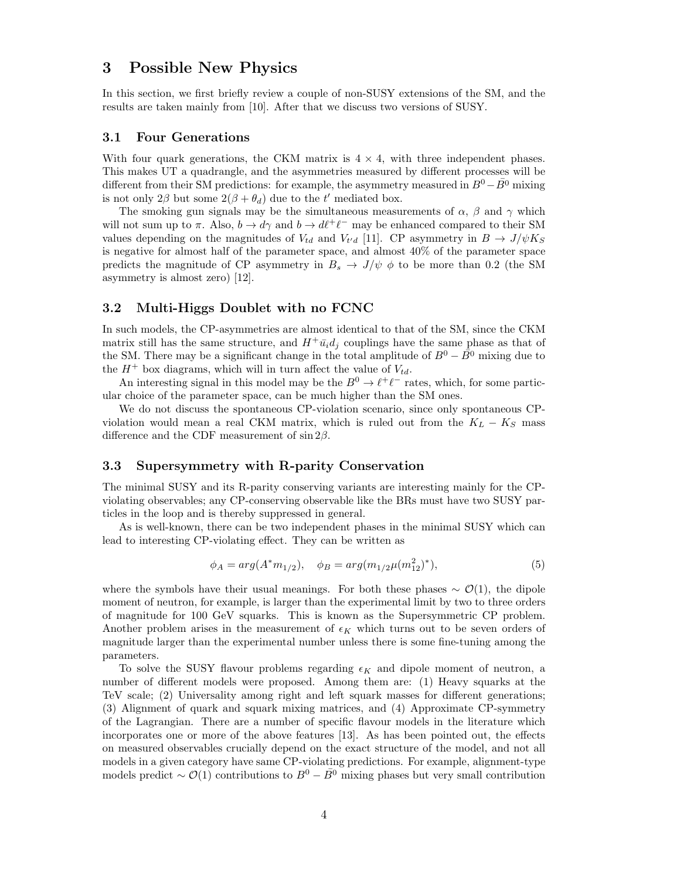## 3 Possible New Physics

In this section, we first briefly review a couple of non-SUSY extensions of the SM, and the results are taken mainly from [10]. After that we discuss two versions of SUSY.

### 3.1 Four Generations

With four quark generations, the CKM matrix is $4 \times 4$, with three independent phases. This makes UT a quadrangle, and the asymmetries measured by different processes will be different from their SM predictions: for example, the asymmetry measured in $B^0-\bar{B}^0$ mixing is not only $2\beta$ but some $2(\beta+\theta_d)$ due to the $t'$ mediated box.

The smoking gun signals may be the simultaneous measurements of $\alpha$, $\beta$ and $\gamma$ which will not sum up to $\pi$. Also, $b \to d\gamma$ and $b \to d\ell^+\ell^-$ may be enhanced compared to their SM values depending on the magnitudes of $V_{td}$ and $V_{t'd}$ [11]. CP asymmetry in $B \to J/\psi K_S$ is negative for almost half of the parameter space, and almost 40% of the parameter space predicts the magnitude of CP asymmetry in $B_s \to J/\psi\ \phi$ to be more than 0.2 (the SM asymmetry is almost zero) [12].

### 3.2 Multi-Higgs Doublet with no FCNC

In such models, the CP-asymmetries are almost identical to that of the SM, since the CKM matrix still has the same structure, and $H^+\bar{u}_i d_j$ couplings have the same phase as that of the SM. There may be a significant change in the total amplitude of $B^0-\bar{B}^0$ mixing due to the $H^+$ box diagrams, which will in turn affect the value of $V_{td}$.

An interesting signal in this model may be the $B^0 \to \ell^+\ell^-$ rates, which, for some particular choice of the parameter space, can be much higher than the SM ones.

We do not discuss the spontaneous CP-violation scenario, since only spontaneous CP-violation would mean a real CKM matrix, which is ruled out from the $K_L - K_S$ mass difference and the CDF measurement of $\sin 2\beta$.

### 3.3 Supersymmetry with R-parity Conservation

The minimal SUSY and its R-parity conserving variants are interesting mainly for the CP-violating observables; any CP-conserving observable like the BRs must have two SUSY particles in the loop and is thereby suppressed in general.

As is well-known, there can be two independent phases in the minimal SUSY which can lead to interesting CP-violating effect. They can be written as

$$\phi_A = arg(A^* m_{1/2}), \quad \phi_B = arg(m_{1/2}\mu(m_{12}^2)^*), \tag{5}$$

where the symbols have their usual meanings. For both these phases $\sim \mathcal{O}(1)$, the dipole moment of neutron, for example, is larger than the experimental limit by two to three orders of magnitude for 100 GeV squarks. This is known as the Supersymmetric CP problem. Another problem arises in the measurement of $\epsilon_K$ which turns out to be seven orders of magnitude larger than the experimental number unless there is some fine-tuning among the parameters.

To solve the SUSY flavour problems regarding $\epsilon_K$ and dipole moment of neutron, a number of different models were proposed. Among them are: (1) Heavy squarks at the TeV scale; (2) Universality among right and left squark masses for different generations; (3) Alignment of quark and squark mixing matrices, and (4) Approximate CP-symmetry of the Lagrangian. There are a number of specific flavour models in the literature which incorporates one or more of the above features [13]. As has been pointed out, the effects on measured observables crucially depend on the exact structure of the model, and not all models in a given category have same CP-violating predictions. For example, alignment-type models predict $\sim \mathcal{O}(1)$ contributions to $B^0-\bar{B}^0$ mixing phases but very small contribution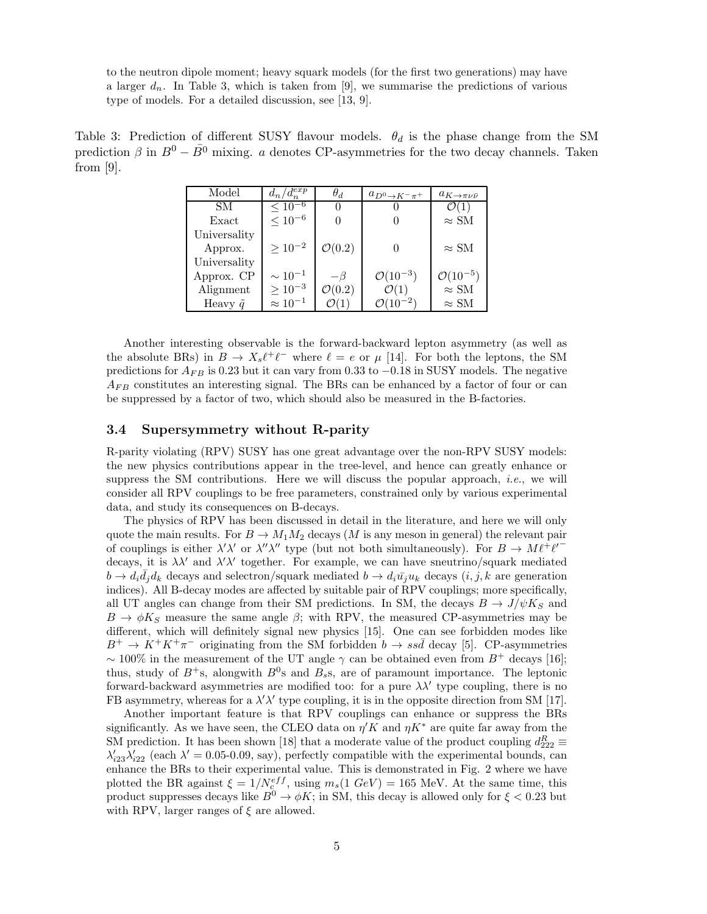to the neutron dipole moment; heavy squark models (for the first two generations) may have a larger $d_n$. In Table 3, which is taken from [9], we summarise the predictions of various type of models. For a detailed discussion, see [13, 9].

Table 3: Prediction of different SUSY flavour models. $\theta_d$ is the phase change from the SM prediction $\beta$ in $B^0 - \bar{B}^0$ mixing. $a$ denotes CP-asymmetries for the two decay channels. Taken from [9].

| Model | $d_n/d_n^{exp}$ | $\theta_d$ | $a_{D^0\to K^-\pi^+}$ | $a_{K\to\pi\nu\bar{\nu}}$ |
|---|---|---|---|---|
| SM | $\leq 10^{-6}$ | 0 | 0 | $\mathcal{O}(1)$ |
| Exact Universality | $\leq 10^{-6}$ | 0 | 0 | $\approx$ SM |
| Approx. Universality | $\geq 10^{-2}$ | $\mathcal{O}(0.2)$ | 0 | $\approx$ SM |
| Approx. CP | $\sim 10^{-1}$ | $-\beta$ | $\mathcal{O}(10^{-3})$ | $\mathcal{O}(10^{-5})$ |
| Alignment | $\geq 10^{-3}$ | $\mathcal{O}(0.2)$ | $\mathcal{O}(1)$ | $\approx$ SM |
| Heavy $\tilde{q}$ | $\approx 10^{-1}$ | $\mathcal{O}(1)$ | $\mathcal{O}(10^{-2})$ | $\approx$ SM |

Another interesting observable is the forward-backward lepton asymmetry (as well as the absolute BRs) in $B \to X_s\ell^+\ell^-$ where $\ell = e$ or $\mu$ [14]. For both the leptons, the SM predictions for $A_{FB}$ is 0.23 but it can vary from 0.33 to $-0.18$ in SUSY models. The negative $A_{FB}$ constitutes an interesting signal. The BRs can be enhanced by a factor of four or can be suppressed by a factor of two, which should also be measured in the B-factories.

### 3.4 Supersymmetry without R-parity

R-parity violating (RPV) SUSY has one great advantage over the non-RPV SUSY models: the new physics contributions appear in the tree-level, and hence can greatly enhance or suppress the SM contributions. Here we will discuss the popular approach, *i.e.*, we will consider all RPV couplings to be free parameters, constrained only by various experimental data, and study its consequences on B-decays.

The physics of RPV has been discussed in detail in the literature, and here we will only quote the main results. For $B \to M_1M_2$ decays ($M$ is any meson in general) the relevant pair of couplings is either $\lambda'\lambda'$ or $\lambda''\lambda''$ type (but not both simultaneously). For $B \to M\ell^+\ell'^-$ decays, it is $\lambda\lambda'$ and $\lambda'\lambda'$ together. For example, we can have sneutrino/squark mediated $b \to d_i\bar{d}_jd_k$ decays and selectron/squark mediated $b \to d_i\bar{u}_ju_k$ decays ($i, j, k$ are generation indices). All B-decay modes are affected by suitable pair of RPV couplings; more specifically, all UT angles can change from their SM predictions. In SM, the decays $B \to J/\psi K_S$ and $B \to \phi K_S$ measure the same angle $\beta$; with RPV, the measured CP-asymmetries may be different, which will definitely signal new physics [15]. One can see forbidden modes like $B^+ \to K^+K^+\pi^-$ originating from the SM forbidden $b \to ss\bar{d}$ decay [5]. CP-asymmetries $\sim 100\%$ in the measurement of the UT angle $\gamma$ can be obtained even from $B^+$ decays [16]; thus, study of $B^+$s, alongwith $B^0$s and $B_s$s, are of paramount importance. The leptonic forward-backward asymmetries are modified too: for a pure $\lambda\lambda'$ type coupling, there is no FB asymmetry, whereas for a $\lambda'\lambda'$ type coupling, it is in the opposite direction from SM [17].

Another important feature is that RPV couplings can enhance or suppress the BRs significantly. As we have seen, the CLEO data on $\eta'K$ and $\eta K^*$ are quite far away from the SM prediction. It has been shown [18] that a moderate value of the product coupling $d^R_{222} \equiv \lambda'_{i23}\lambda'_{i22}$ (each $\lambda' =$ 0.05-0.09, say), perfectly compatible with the experimental bounds, can enhance the BRs to their experimental value. This is demonstrated in Fig. 2 where we have plotted the BR against $\xi = 1/N_c^{eff}$, using $m_s(1\ GeV) = 165$ MeV. At the same time, this product suppresses decays like $B^0 \to \phi K$; in SM, this decay is allowed only for $\xi < 0.23$ but with RPV, larger ranges of $\xi$ are allowed.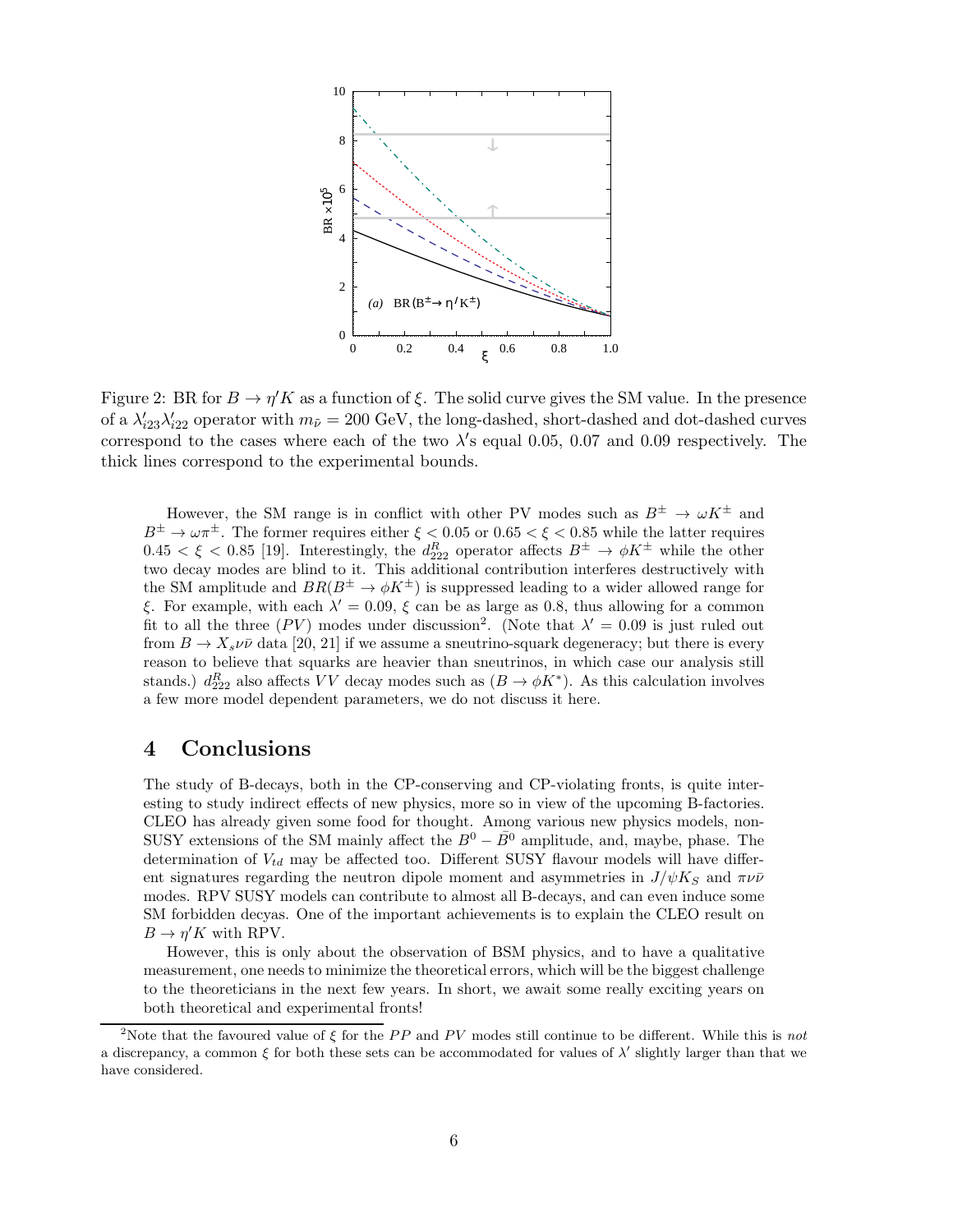Figure 2: BR for $B \to \eta' K$ as a function of $\xi$. The solid curve gives the SM value. In the presence of a $\lambda'_{i23}\lambda'_{i22}$ operator with $m_{\tilde{\nu}} = 200$ GeV, the long-dashed, short-dashed and dot-dashed curves correspond to the cases where each of the two $\lambda$'s equal 0.05, 0.07 and 0.09 respectively. The thick lines correspond to the experimental bounds.

However, the SM range is in conflict with other PV modes such as $B^\pm \to \omega K^\pm$ and $B^\pm \to \omega \pi^\pm$. The former requires either $\xi < 0.05$ or $0.65 < \xi < 0.85$ while the latter requires $0.45 < \xi < 0.85$ [19]. Interestingly, the $d^R_{222}$ operator affects $B^\pm \to \phi K^\pm$ while the other two decay modes are blind to it. This additional contribution interferes destructively with the SM amplitude and $BR(B^\pm \to \phi K^\pm)$ is suppressed leading to a wider allowed range for $\xi$. For example, with each $\lambda' = 0.09$, $\xi$ can be as large as 0.8, thus allowing for a common fit to all the three $(PV)$ modes under discussion[2]. (Note that $\lambda' = 0.09$ is just ruled out from $B \to X_s \nu\bar{\nu}$ data [20, 21] if we assume a sneutrino-squark degeneracy; but there is every reason to believe that squarks are heavier than sneutrinos, in which case our analysis still stands.) $d^R_{222}$ also affects $VV$ decay modes such as $(B \to \phi K^*)$. As this calculation involves a few more model dependent parameters, we do not discuss it here.

## 4 Conclusions

The study of B-decays, both in the CP-conserving and CP-violating fronts, is quite interesting to study indirect effects of new physics, more so in view of the upcoming B-factories. CLEO has already given some food for thought. Among various new physics models, non-SUSY extensions of the SM mainly affect the $B^0 - \bar{B}^0$ amplitude, and, maybe, phase. The determination of $V_{td}$ may be affected too. Different SUSY flavour models will have different signatures regarding the neutron dipole moment and asymmetries in $J/\psi K_S$ and $\pi\nu\bar{\nu}$ modes. RPV SUSY models can contribute to almost all B-decays, and can even induce some SM forbidden decyas. One of the important achievements is to explain the CLEO result on $B \to \eta' K$ with RPV.

However, this is only about the observation of BSM physics, and to have a qualitative measurement, one needs to minimize the theoretical errors, which will be the biggest challenge to the theoreticians in the next few years. In short, we await some really exciting years on both theoretical and experimental fronts!

[2]Note that the favoured value of $\xi$ for the $PP$ and $PV$ modes still continue to be different. While this is *not* a discrepancy, a common $\xi$ for both these sets can be accommodated for values of $\lambda'$ slightly larger than that we have considered.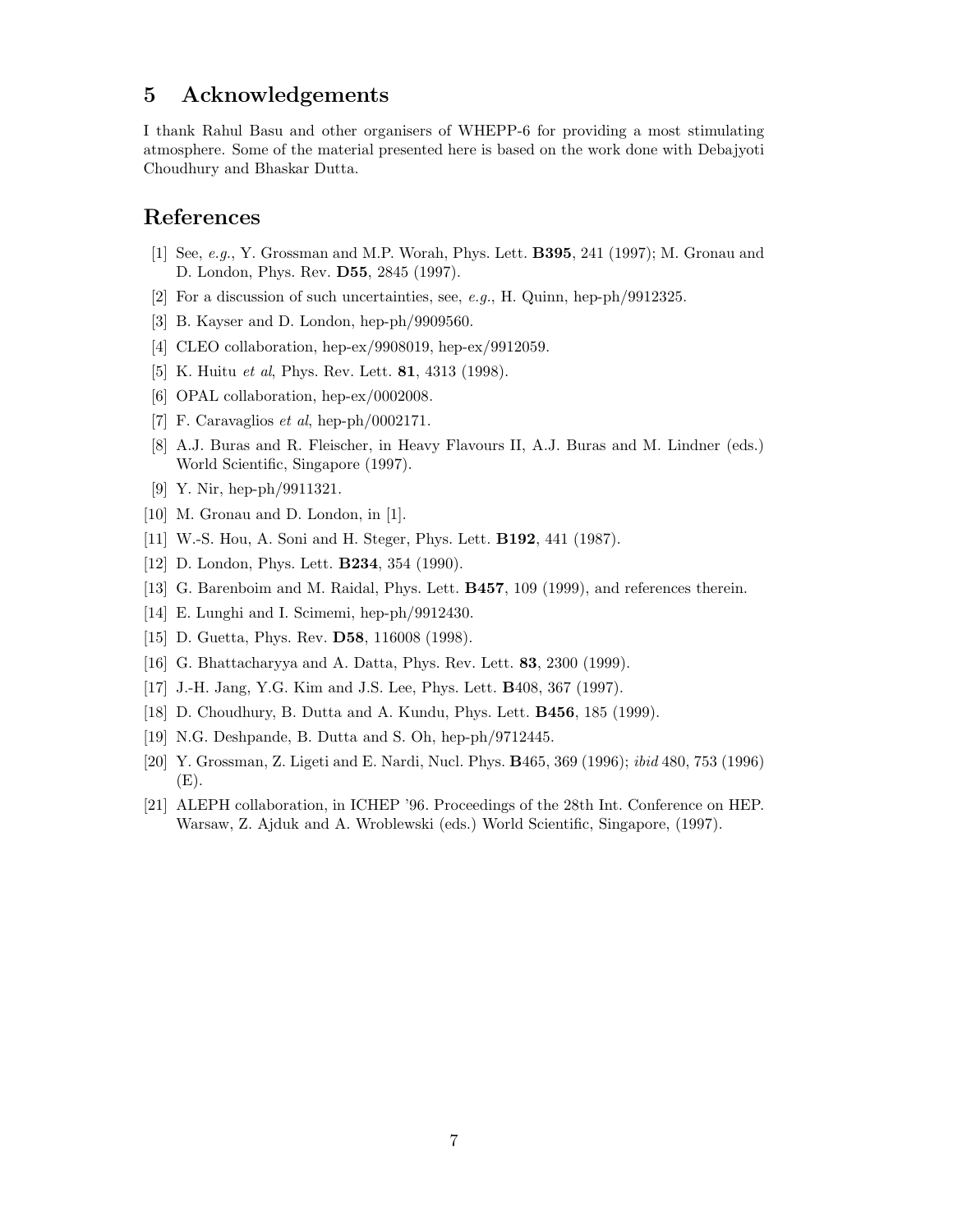## 5 Acknowledgements

I thank Rahul Basu and other organisers of WHEPP-6 for providing a most stimulating atmosphere. Some of the material presented here is based on the work done with Debajyoti Choudhury and Bhaskar Dutta.

## References

[1] See, *e.g.*, Y. Grossman and M.P. Worah, Phys. Lett. **B395**, 241 (1997); M. Gronau and D. London, Phys. Rev. **D55**, 2845 (1997).

[2] For a discussion of such uncertainties, see, *e.g.*, H. Quinn, hep-ph/9912325.

[3] B. Kayser and D. London, hep-ph/9909560.

[4] CLEO collaboration, hep-ex/9908019, hep-ex/9912059.

[5] K. Huitu *et al*, Phys. Rev. Lett. **81**, 4313 (1998).

[6] OPAL collaboration, hep-ex/0002008.

[7] F. Caravaglios *et al*, hep-ph/0002171.

[8] A.J. Buras and R. Fleischer, in Heavy Flavours II, A.J. Buras and M. Lindner (eds.) World Scientific, Singapore (1997).

[9] Y. Nir, hep-ph/9911321.

[10] M. Gronau and D. London, in [1].

[11] W.-S. Hou, A. Soni and H. Steger, Phys. Lett. **B192**, 441 (1987).

[12] D. London, Phys. Lett. **B234**, 354 (1990).

[13] G. Barenboim and M. Raidal, Phys. Lett. **B457**, 109 (1999), and references therein.

[14] E. Lunghi and I. Scimemi, hep-ph/9912430.

[15] D. Guetta, Phys. Rev. **D58**, 116008 (1998).

[16] G. Bhattacharyya and A. Datta, Phys. Rev. Lett. **83**, 2300 (1999).

[17] J.-H. Jang, Y.G. Kim and J.S. Lee, Phys. Lett. **B**408, 367 (1997).

[18] D. Choudhury, B. Dutta and A. Kundu, Phys. Lett. **B456**, 185 (1999).

[19] N.G. Deshpande, B. Dutta and S. Oh, hep-ph/9712445.

[20] Y. Grossman, Z. Ligeti and E. Nardi, Nucl. Phys. **B**465, 369 (1996); *ibid* 480, 753 (1996) (E).

[21] ALEPH collaboration, in ICHEP '96. Proceedings of the 28th Int. Conference on HEP. Warsaw, Z. Ajduk and A. Wroblewski (eds.) World Scientific, Singapore, (1997).